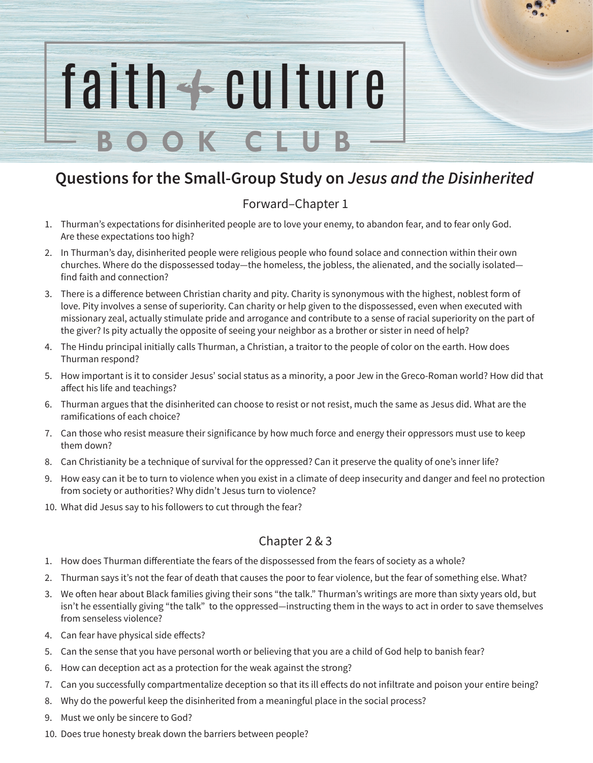# faith + culture BOOK CLUB

## Questions for the Small-Group Study on *Jesus and the Disinherited*

### Forward–Chapter 1

1. Thurman's expectations for disinherited people are to love your enemy, to abandon fear, and to fear only God. Are these expectations too high?
2. In Thurman's day, disinherited people were religious people who found solace and connection within their own churches. Where do the dispossessed today—the homeless, the jobless, the alienated, and the socially isolated—find faith and connection?
3. There is a difference between Christian charity and pity. Charity is synonymous with the highest, noblest form of love. Pity involves a sense of superiority. Can charity or help given to the dispossessed, even when executed with missionary zeal, actually stimulate pride and arrogance and contribute to a sense of racial superiority on the part of the giver? Is pity actually the opposite of seeing your neighbor as a brother or sister in need of help?
4. The Hindu principal initially calls Thurman, a Christian, a traitor to the people of color on the earth. How does Thurman respond?
5. How important is it to consider Jesus' social status as a minority, a poor Jew in the Greco-Roman world? How did that affect his life and teachings?
6. Thurman argues that the disinherited can choose to resist or not resist, much the same as Jesus did. What are the ramifications of each choice?
7. Can those who resist measure their significance by how much force and energy their oppressors must use to keep them down?
8. Can Christianity be a technique of survival for the oppressed? Can it preserve the quality of one's inner life?
9. How easy can it be to turn to violence when you exist in a climate of deep insecurity and danger and feel no protection from society or authorities? Why didn't Jesus turn to violence?
10. What did Jesus say to his followers to cut through the fear?

### Chapter 2 & 3

1. How does Thurman differentiate the fears of the dispossessed from the fears of society as a whole?
2. Thurman says it's not the fear of death that causes the poor to fear violence, but the fear of something else. What?
3. We often hear about Black families giving their sons "the talk." Thurman's writings are more than sixty years old, but isn't he essentially giving "the talk" to the oppressed—instructing them in the ways to act in order to save themselves from senseless violence?
4. Can fear have physical side effects?
5. Can the sense that you have personal worth or believing that you are a child of God help to banish fear?
6. How can deception act as a protection for the weak against the strong?
7. Can you successfully compartmentalize deception so that its ill effects do not infiltrate and poison your entire being?
8. Why do the powerful keep the disinherited from a meaningful place in the social process?
9. Must we only be sincere to God?
10. Does true honesty break down the barriers between people?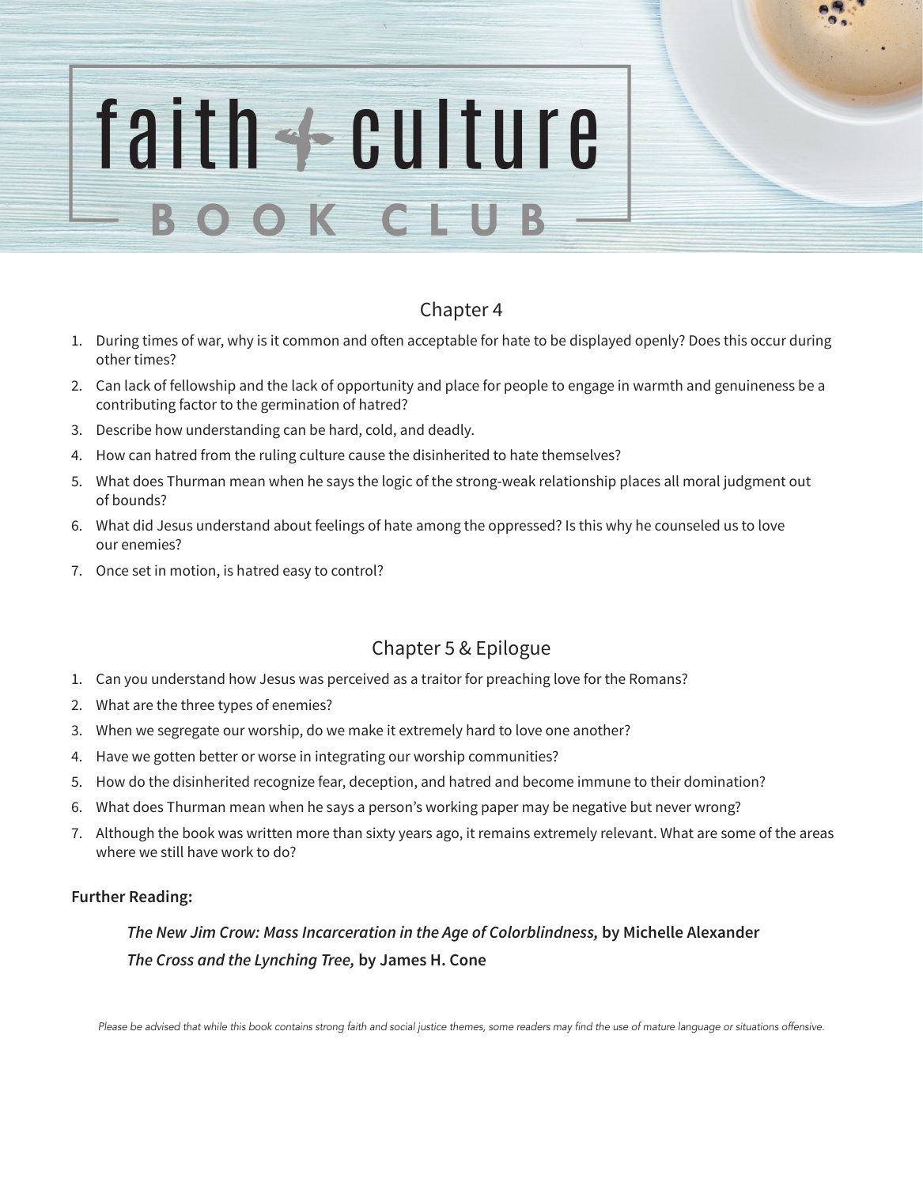# faith + culture BOOK CLUB

## Chapter 4

1. During times of war, why is it common and often acceptable for hate to be displayed openly? Does this occur during other times?
2. Can lack of fellowship and the lack of opportunity and place for people to engage in warmth and genuineness be a contributing factor to the germination of hatred?
3. Describe how understanding can be hard, cold, and deadly.
4. How can hatred from the ruling culture cause the disinherited to hate themselves?
5. What does Thurman mean when he says the logic of the strong-weak relationship places all moral judgment out of bounds?
6. What did Jesus understand about feelings of hate among the oppressed? Is this why he counseled us to love our enemies?
7. Once set in motion, is hatred easy to control?

## Chapter 5 & Epilogue

1. Can you understand how Jesus was perceived as a traitor for preaching love for the Romans?
2. What are the three types of enemies?
3. When we segregate our worship, do we make it extremely hard to love one another?
4. Have we gotten better or worse in integrating our worship communities?
5. How do the disinherited recognize fear, deception, and hatred and become immune to their domination?
6. What does Thurman mean when he says a person's working paper may be negative but never wrong?
7. Although the book was written more than sixty years ago, it remains extremely relevant. What are some of the areas where we still have work to do?

**Further Reading:**

***The New Jim Crow: Mass Incarceration in the Age of Colorblindness,*** **by Michelle Alexander**

***The Cross and the Lynching Tree,*** **by James H. Cone**

*Please be advised that while this book contains strong faith and social justice themes, some readers may find the use of mature language or situations offensive.*